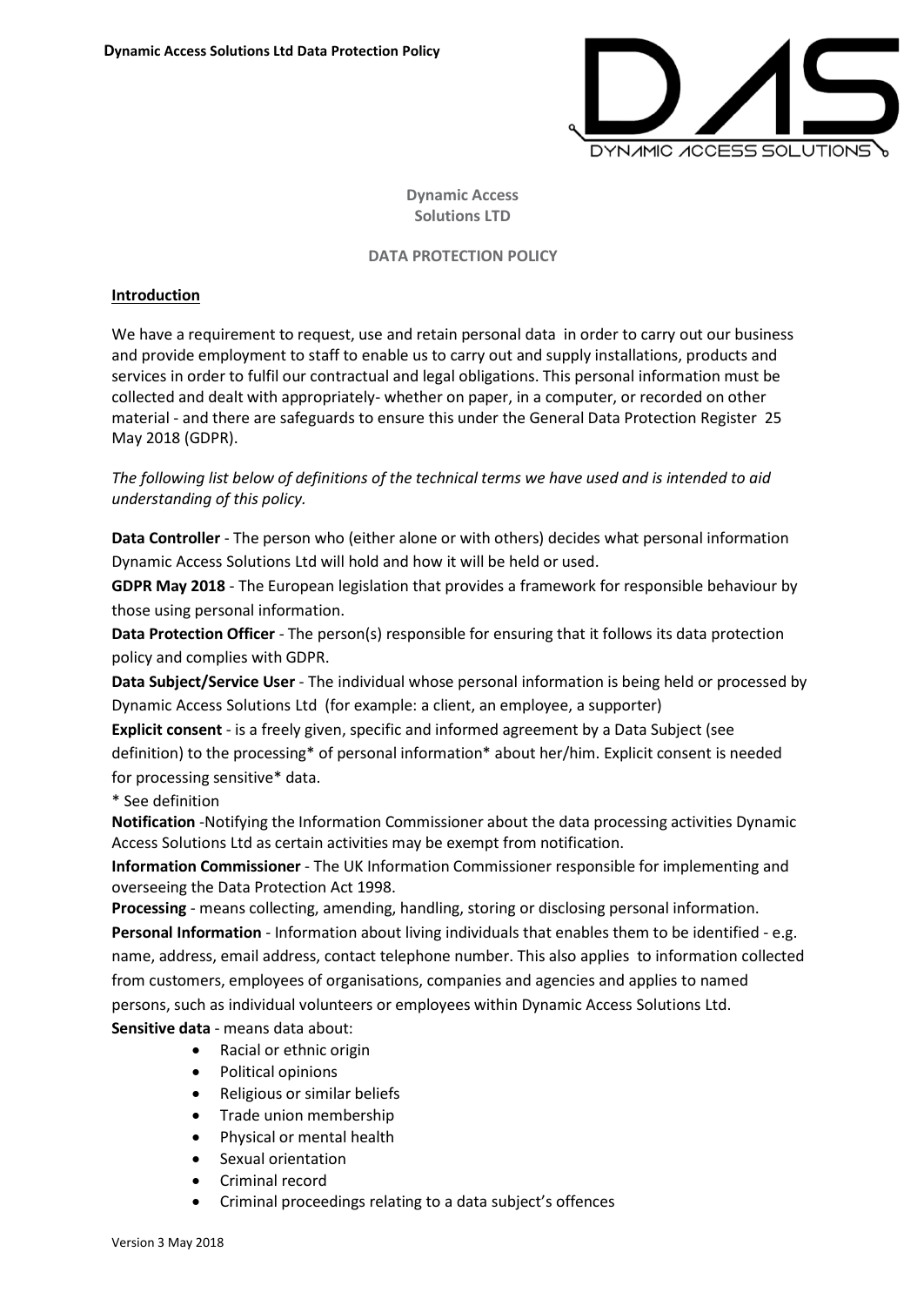**Dynamic Access Solutions LTD**

**DATA PROTECTION POLICY**

## Introduction

We have a requirement to request, use and retain personal data in order to carry out our business and provide employment to staff to enable us to carry out and supply installations, products and services in order to fulfil our contractual and legal obligations. This personal information must be collected and dealt with appropriately- whether on paper, in a computer, or recorded on other material - and there are safeguards to ensure this under the General Data Protection Register 25 May 2018 (GDPR).

*The following list below of definitions of the technical terms we have used and is intended to aid understanding of this policy.*

**Data Controller** - The person who (either alone or with others) decides what personal information Dynamic Access Solutions Ltd will hold and how it will be held or used.

**GDPR May 2018** - The European legislation that provides a framework for responsible behaviour by those using personal information.

**Data Protection Officer** - The person(s) responsible for ensuring that it follows its data protection policy and complies with GDPR.

**Data Subject/Service User** - The individual whose personal information is being held or processed by Dynamic Access Solutions Ltd (for example: a client, an employee, a supporter)

**Explicit consent** - is a freely given, specific and informed agreement by a Data Subject (see definition) to the processing* of personal information* about her/him. Explicit consent is needed for processing sensitive* data.

\* See definition

**Notification** -Notifying the Information Commissioner about the data processing activities Dynamic Access Solutions Ltd as certain activities may be exempt from notification.

**Information Commissioner** - The UK Information Commissioner responsible for implementing and overseeing the Data Protection Act 1998.

**Processing** - means collecting, amending, handling, storing or disclosing personal information.

**Personal Information** - Information about living individuals that enables them to be identified - e.g. name, address, email address, contact telephone number. This also applies to information collected from customers, employees of organisations, companies and agencies and applies to named persons, such as individual volunteers or employees within Dynamic Access Solutions Ltd.

**Sensitive data** - means data about:

- Racial or ethnic origin
- Political opinions
- Religious or similar beliefs
- Trade union membership
- Physical or mental health
- Sexual orientation
- Criminal record
- Criminal proceedings relating to a data subject's offences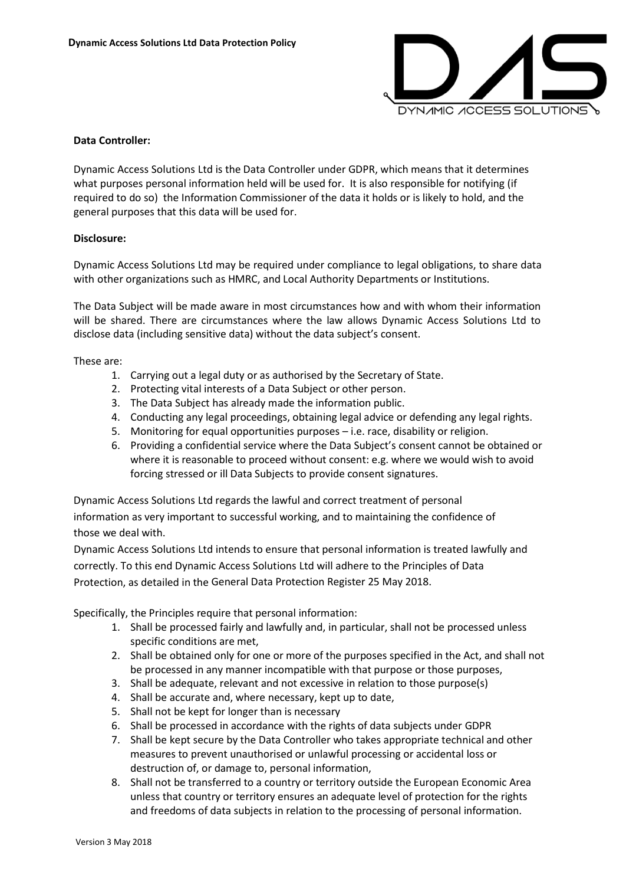**Data Controller:**

Dynamic Access Solutions Ltd is the Data Controller under GDPR, which means that it determines what purposes personal information held will be used for. It is also responsible for notifying (if required to do so) the Information Commissioner of the data it holds or is likely to hold, and the general purposes that this data will be used for.

**Disclosure:**

Dynamic Access Solutions Ltd may be required under compliance to legal obligations, to share data with other organizations such as HMRC, and Local Authority Departments or Institutions.

The Data Subject will be made aware in most circumstances how and with whom their information will be shared. There are circumstances where the law allows Dynamic Access Solutions Ltd to disclose data (including sensitive data) without the data subject's consent.

These are:

1. Carrying out a legal duty or as authorised by the Secretary of State.
2. Protecting vital interests of a Data Subject or other person.
3. The Data Subject has already made the information public.
4. Conducting any legal proceedings, obtaining legal advice or defending any legal rights.
5. Monitoring for equal opportunities purposes – i.e. race, disability or religion.
6. Providing a confidential service where the Data Subject's consent cannot be obtained or where it is reasonable to proceed without consent: e.g. where we would wish to avoid forcing stressed or ill Data Subjects to provide consent signatures.

Dynamic Access Solutions Ltd regards the lawful and correct treatment of personal information as very important to successful working, and to maintaining the confidence of those we deal with.

Dynamic Access Solutions Ltd intends to ensure that personal information is treated lawfully and correctly. To this end Dynamic Access Solutions Ltd will adhere to the Principles of Data Protection, as detailed in the General Data Protection Register 25 May 2018.

Specifically, the Principles require that personal information:

1. Shall be processed fairly and lawfully and, in particular, shall not be processed unless specific conditions are met,
2. Shall be obtained only for one or more of the purposes specified in the Act, and shall not be processed in any manner incompatible with that purpose or those purposes,
3. Shall be adequate, relevant and not excessive in relation to those purpose(s)
4. Shall be accurate and, where necessary, kept up to date,
5. Shall not be kept for longer than is necessary
6. Shall be processed in accordance with the rights of data subjects under GDPR
7. Shall be kept secure by the Data Controller who takes appropriate technical and other measures to prevent unauthorised or unlawful processing or accidental loss or destruction of, or damage to, personal information,
8. Shall not be transferred to a country or territory outside the European Economic Area unless that country or territory ensures an adequate level of protection for the rights and freedoms of data subjects in relation to the processing of personal information.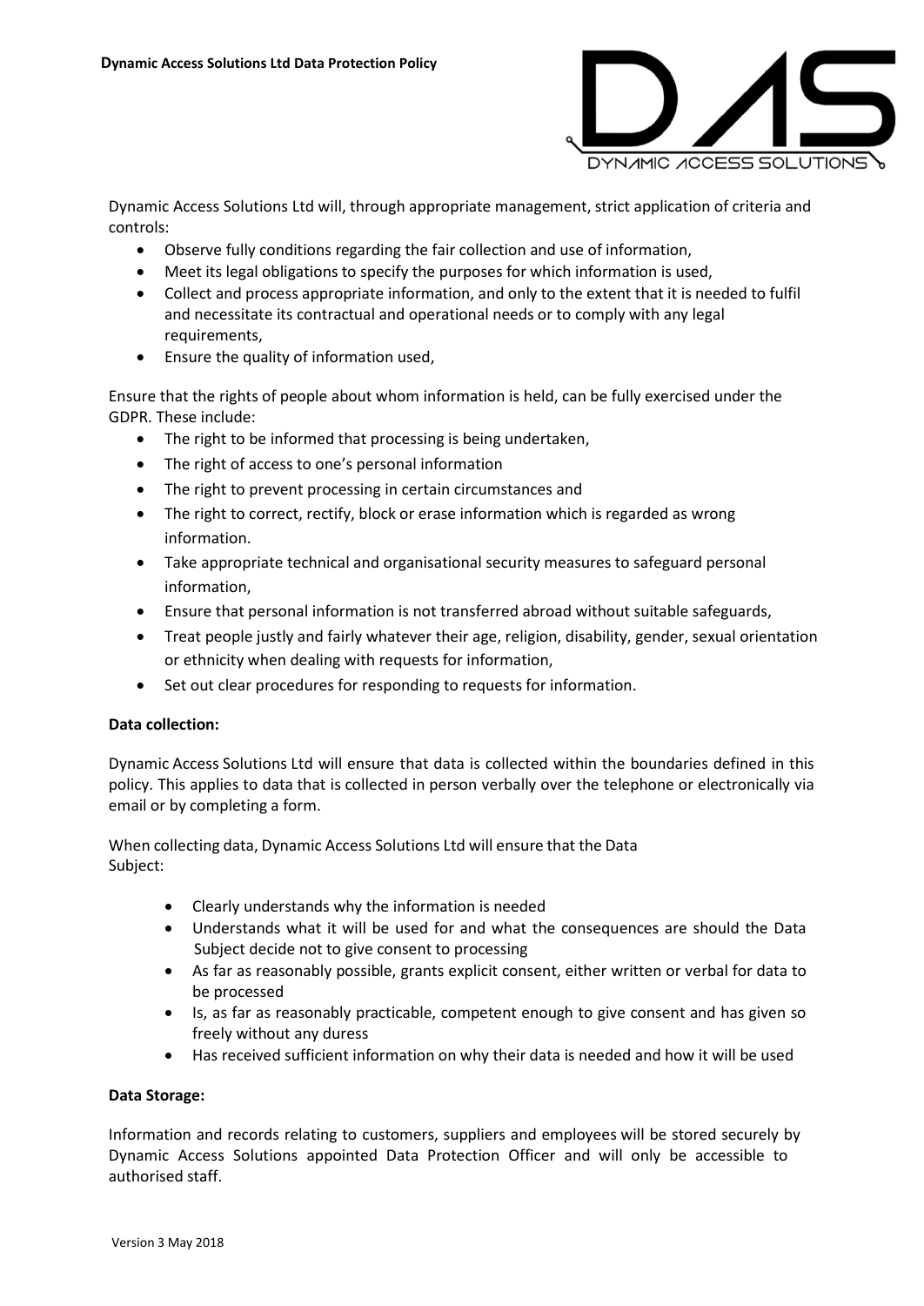Dynamic Access Solutions Ltd will, through appropriate management, strict application of criteria and controls:

- Observe fully conditions regarding the fair collection and use of information,
- Meet its legal obligations to specify the purposes for which information is used,
- Collect and process appropriate information, and only to the extent that it is needed to fulfil and necessitate its contractual and operational needs or to comply with any legal requirements,
- Ensure the quality of information used,

Ensure that the rights of people about whom information is held, can be fully exercised under the GDPR. These include:

- The right to be informed that processing is being undertaken,
- The right of access to one's personal information
- The right to prevent processing in certain circumstances and
- The right to correct, rectify, block or erase information which is regarded as wrong information.
- Take appropriate technical and organisational security measures to safeguard personal information,
- Ensure that personal information is not transferred abroad without suitable safeguards,
- Treat people justly and fairly whatever their age, religion, disability, gender, sexual orientation or ethnicity when dealing with requests for information,
- Set out clear procedures for responding to requests for information.

**Data collection:**

Dynamic Access Solutions Ltd will ensure that data is collected within the boundaries defined in this policy. This applies to data that is collected in person verbally over the telephone or electronically via email or by completing a form.

When collecting data, Dynamic Access Solutions Ltd will ensure that the Data Subject:

- Clearly understands why the information is needed
- Understands what it will be used for and what the consequences are should the Data Subject decide not to give consent to processing
- As far as reasonably possible, grants explicit consent, either written or verbal for data to be processed
- Is, as far as reasonably practicable, competent enough to give consent and has given so freely without any duress
- Has received sufficient information on why their data is needed and how it will be used

**Data Storage:**

Information and records relating to customers, suppliers and employees will be stored securely by Dynamic Access Solutions appointed Data Protection Officer and will only be accessible to authorised staff.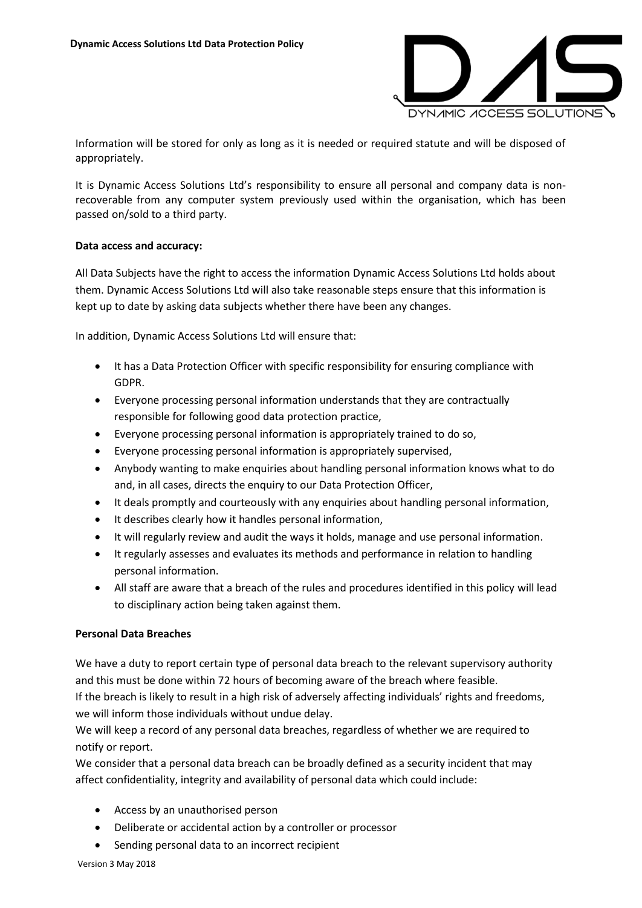Information will be stored for only as long as it is needed or required statute and will be disposed of appropriately.

It is Dynamic Access Solutions Ltd's responsibility to ensure all personal and company data is non-recoverable from any computer system previously used within the organisation, which has been passed on/sold to a third party.

**Data access and accuracy:**

All Data Subjects have the right to access the information Dynamic Access Solutions Ltd holds about them. Dynamic Access Solutions Ltd will also take reasonable steps ensure that this information is kept up to date by asking data subjects whether there have been any changes.

In addition, Dynamic Access Solutions Ltd will ensure that:

- It has a Data Protection Officer with specific responsibility for ensuring compliance with GDPR.
- Everyone processing personal information understands that they are contractually responsible for following good data protection practice,
- Everyone processing personal information is appropriately trained to do so,
- Everyone processing personal information is appropriately supervised,
- Anybody wanting to make enquiries about handling personal information knows what to do and, in all cases, directs the enquiry to our Data Protection Officer,
- It deals promptly and courteously with any enquiries about handling personal information,
- It describes clearly how it handles personal information,
- It will regularly review and audit the ways it holds, manage and use personal information.
- It regularly assesses and evaluates its methods and performance in relation to handling personal information.
- All staff are aware that a breach of the rules and procedures identified in this policy will lead to disciplinary action being taken against them.

**Personal Data Breaches**

We have a duty to report certain type of personal data breach to the relevant supervisory authority and this must be done within 72 hours of becoming aware of the breach where feasible.
If the breach is likely to result in a high risk of adversely affecting individuals' rights and freedoms, we will inform those individuals without undue delay.
We will keep a record of any personal data breaches, regardless of whether we are required to notify or report.
We consider that a personal data breach can be broadly defined as a security incident that may affect confidentiality, integrity and availability of personal data which could include:

- Access by an unauthorised person
- Deliberate or accidental action by a controller or processor
- Sending personal data to an incorrect recipient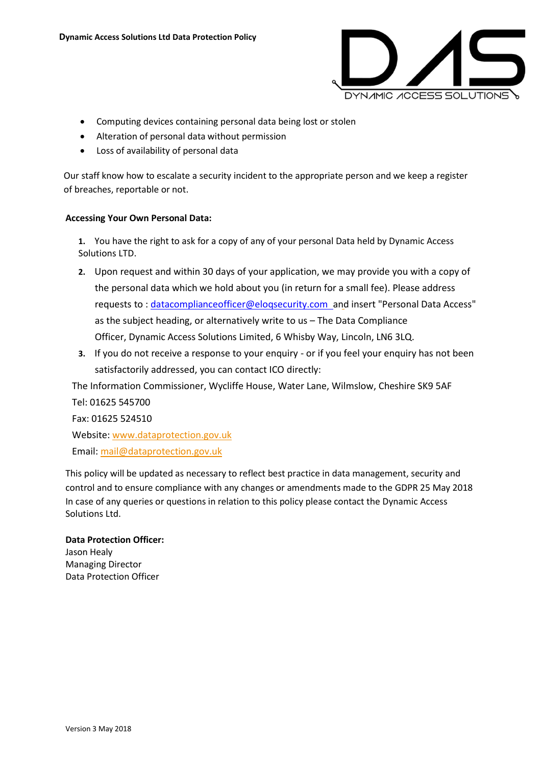- Computing devices containing personal data being lost or stolen
- Alteration of personal data without permission
- Loss of availability of personal data

Our staff know how to escalate a security incident to the appropriate person and we keep a register of breaches, reportable or not.

**Accessing Your Own Personal Data:**

1. You have the right to ask for a copy of any of your personal Data held by Dynamic Access Solutions LTD.
2. Upon request and within 30 days of your application, we may provide you with a copy of the personal data which we hold about you (in return for a small fee). Please address requests to : datacomplianceofficer@eloqsecurity.com and insert "Personal Data Access" as the subject heading, or alternatively write to us – The Data Compliance Officer, Dynamic Access Solutions Limited, 6 Whisby Way, Lincoln, LN6 3LQ.
3. If you do not receive a response to your enquiry - or if you feel your enquiry has not been satisfactorily addressed, you can contact ICO directly:

The Information Commissioner, Wycliffe House, Water Lane, Wilmslow, Cheshire SK9 5AF

Tel: 01625 545700

Fax: 01625 524510

Website: www.dataprotection.gov.uk

Email: mail@dataprotection.gov.uk

This policy will be updated as necessary to reflect best practice in data management, security and control and to ensure compliance with any changes or amendments made to the GDPR 25 May 2018 In case of any queries or questions in relation to this policy please contact the Dynamic Access Solutions Ltd.

**Data Protection Officer:**
Jason Healy
Managing Director
Data Protection Officer

Version 3 May 2018